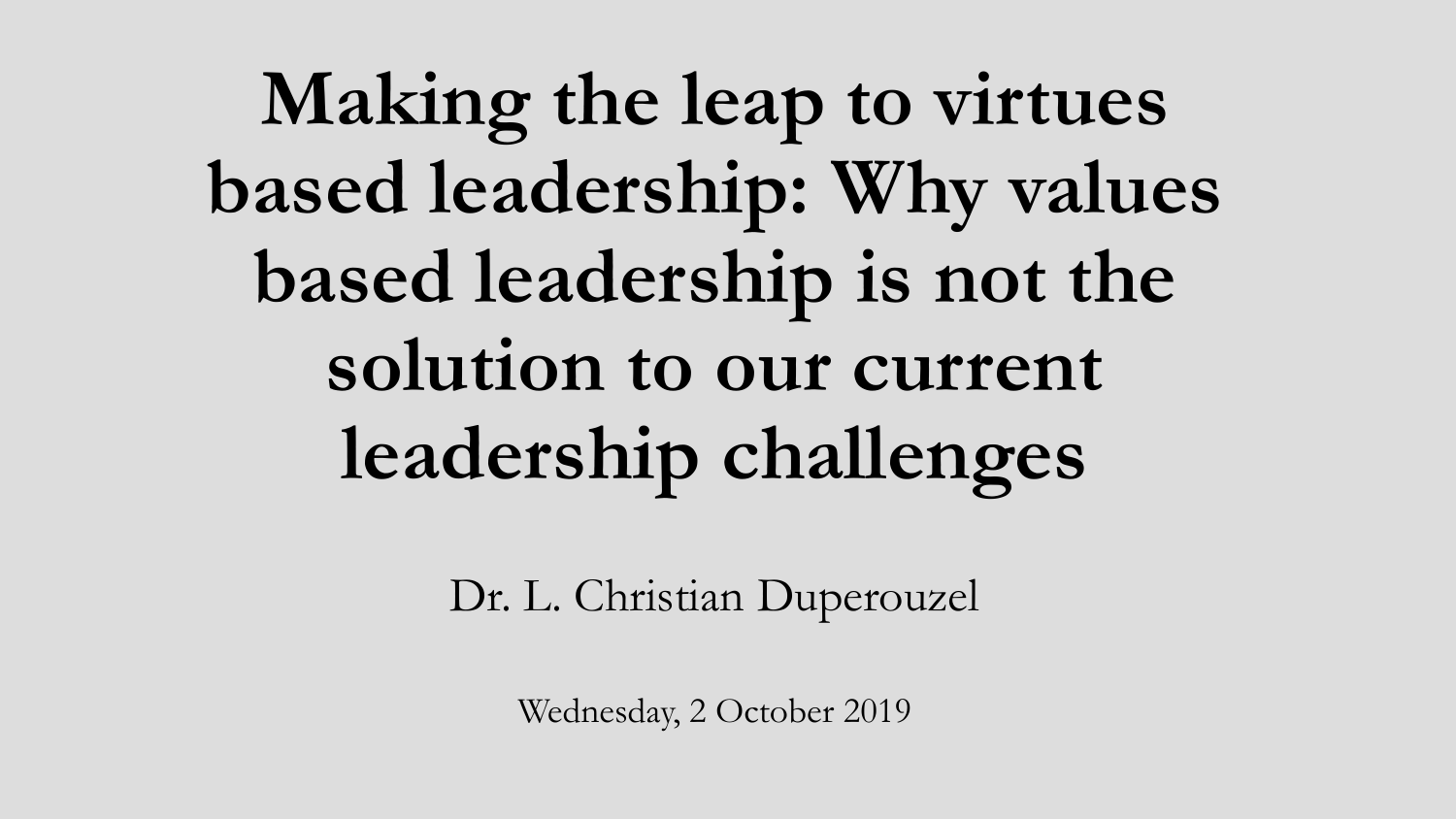# Making the leap to virtues based leadership: Why values based leadership is not the solution to our current leadership challenges

Dr. L. Christian Duperouzel

Wednesday, 2 October 2019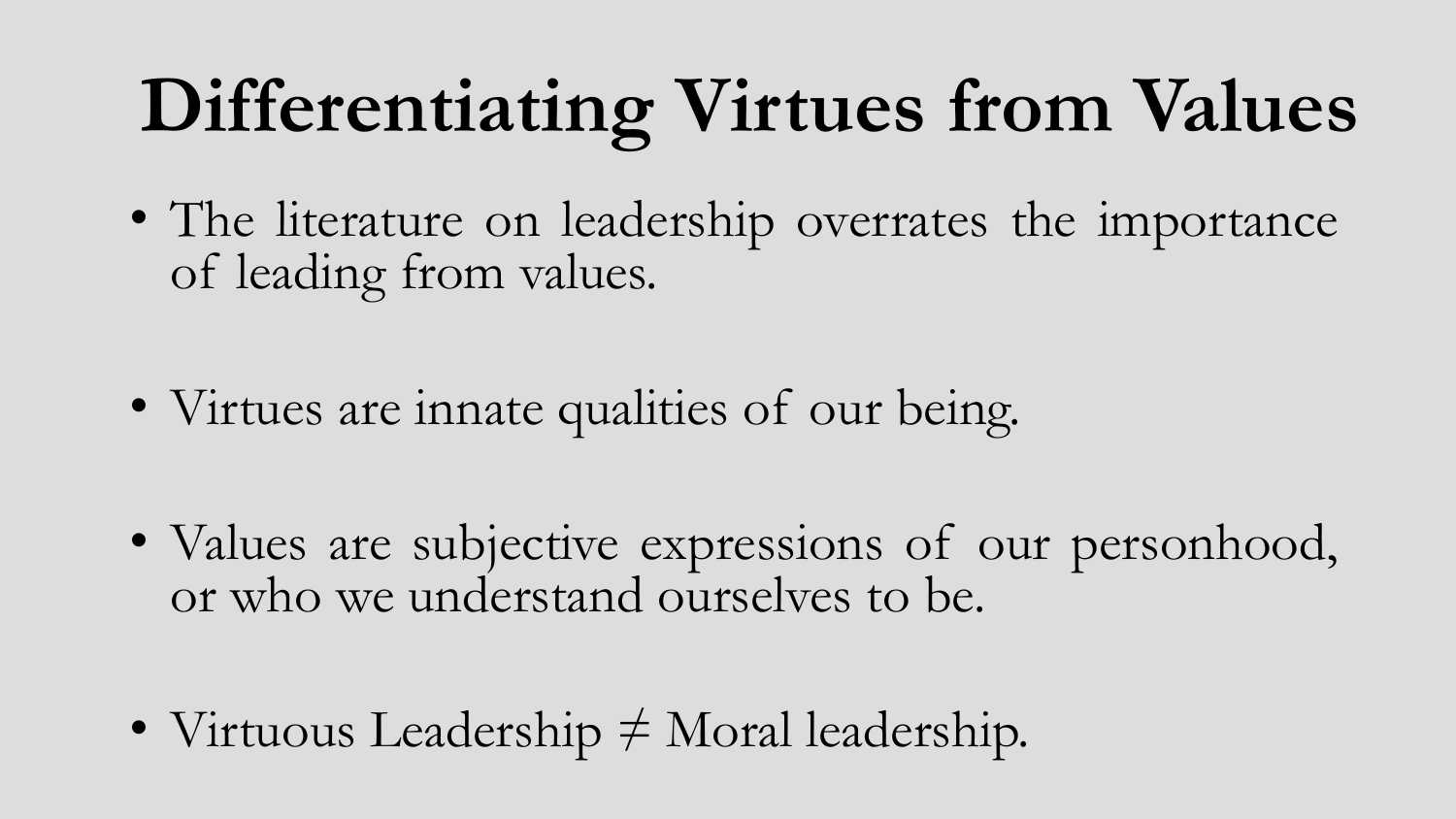# Differentiating Virtues from Values

- The literature on leadership overrates the importance of leading from values.

- Virtues are innate qualities of our being.

- Values are subjective expressions of our personhood, or who we understand ourselves to be.

- Virtuous Leadership ≠ Moral leadership.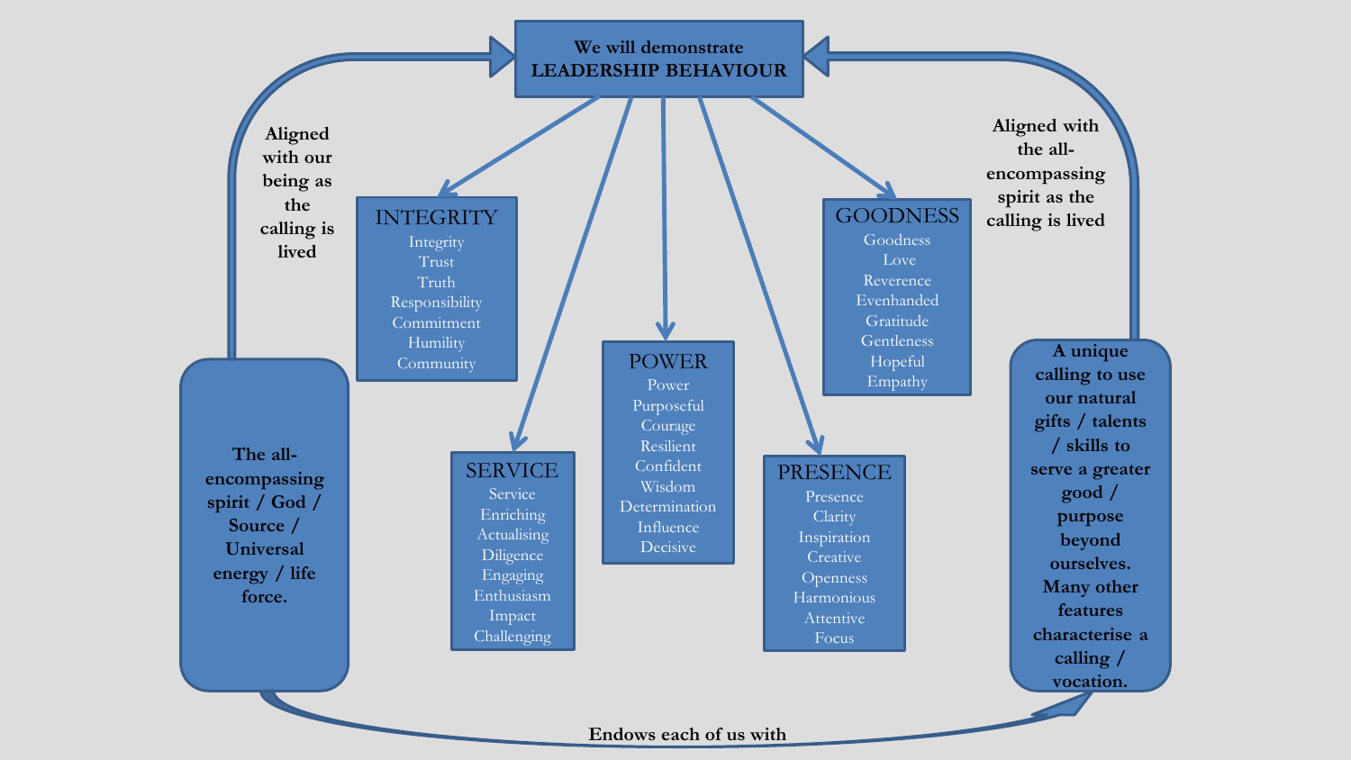**We will demonstrate LEADERSHIP BEHAVIOUR**

**Aligned with our being as the calling is lived**

**Aligned with the all-encompassing spirit as the calling is lived**

## INTEGRITY

- Integrity
- Trust
- Truth
- Responsibility
- Commitment
- Humility
- Community

## SERVICE

- Service
- Enriching
- Actualising
- Diligence
- Engaging
- Enthusiasm
- Impact
- Challenging

## POWER

- Power
- Purposeful
- Courage
- Resilient
- Confident
- Wisdom
- Determination
- Influence
- Decisive

## PRESENCE

- Presence
- Clarity
- Inspiration
- Creative
- Openness
- Harmonious
- Attentive
- Focus

## GOODNESS

- Goodness
- Love
- Reverence
- Evenhanded
- Gratitude
- Gentleness
- Hopeful
- Empathy

**The all-encompassing spirit / God / Source / Universal energy / life force.**

**Endows each of us with**

**A unique calling to use our natural gifts / talents / skills to serve a greater good / purpose beyond ourselves. Many other features characterise a calling / vocation.**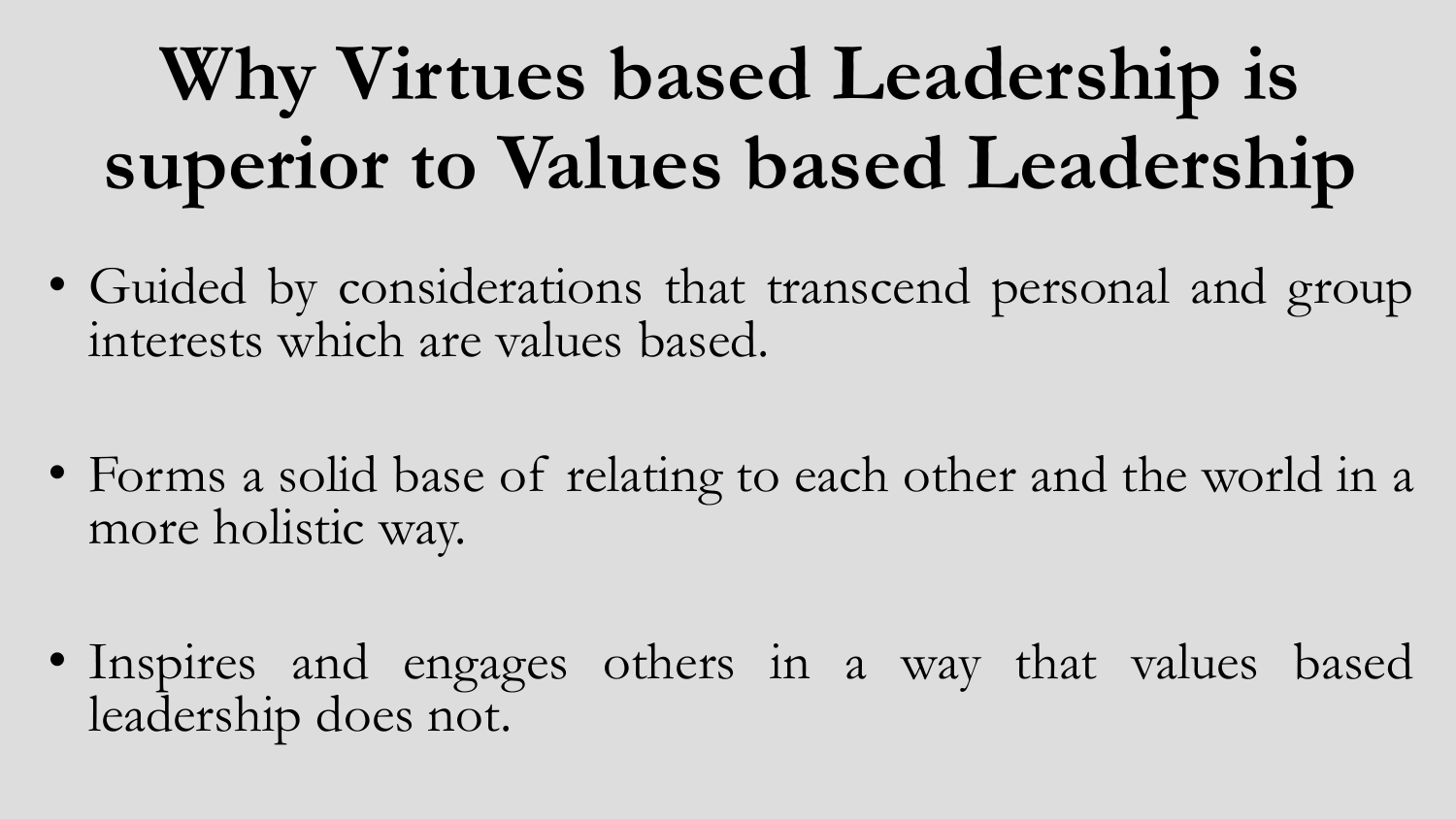# Why Virtues based Leadership is superior to Values based Leadership

- Guided by considerations that transcend personal and group interests which are values based.

- Forms a solid base of relating to each other and the world in a more holistic way.

- Inspires and engages others in a way that values based leadership does not.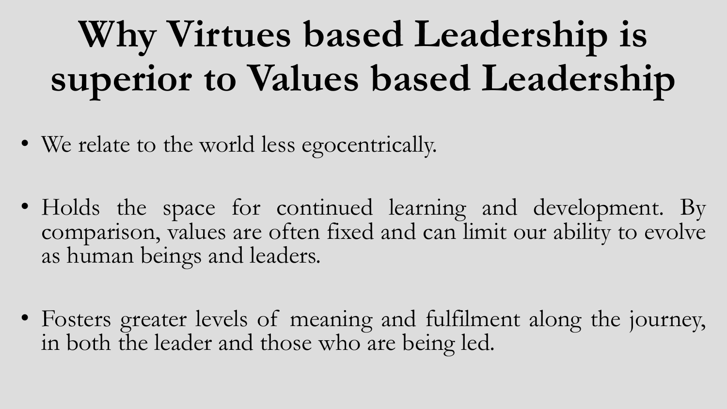# Why Virtues based Leadership is superior to Values based Leadership

- We relate to the world less egocentrically.
- Holds the space for continued learning and development. By comparison, values are often fixed and can limit our ability to evolve as human beings and leaders.
- Fosters greater levels of meaning and fulfilment along the journey, in both the leader and those who are being led.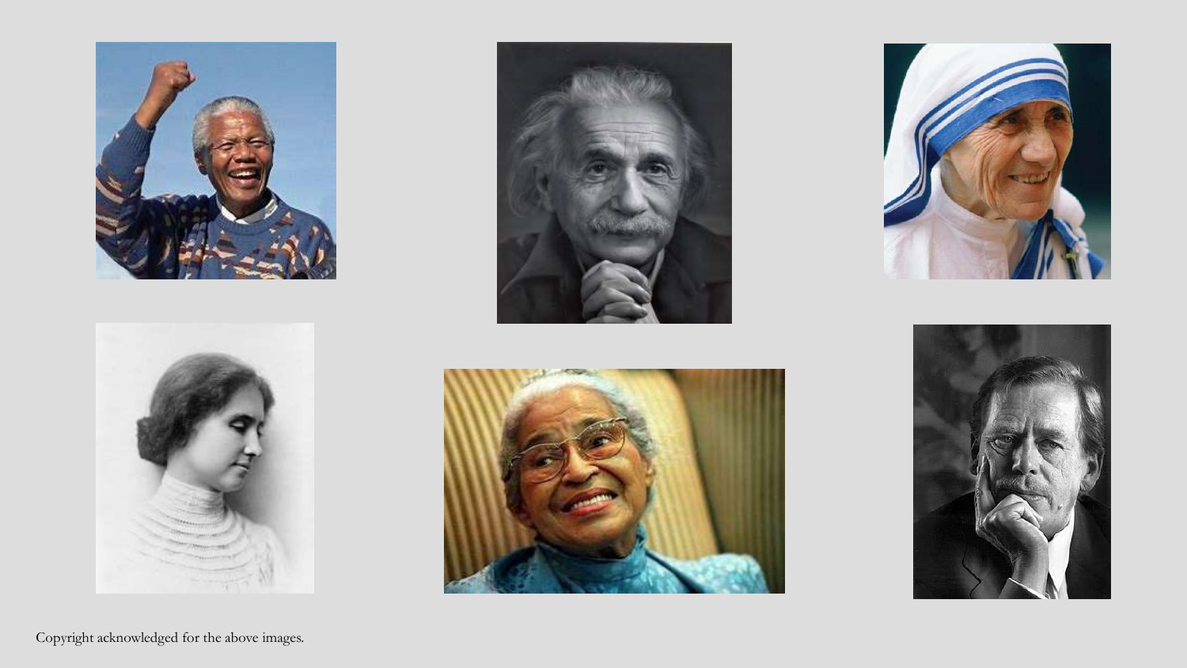Copyright acknowledged for the above images.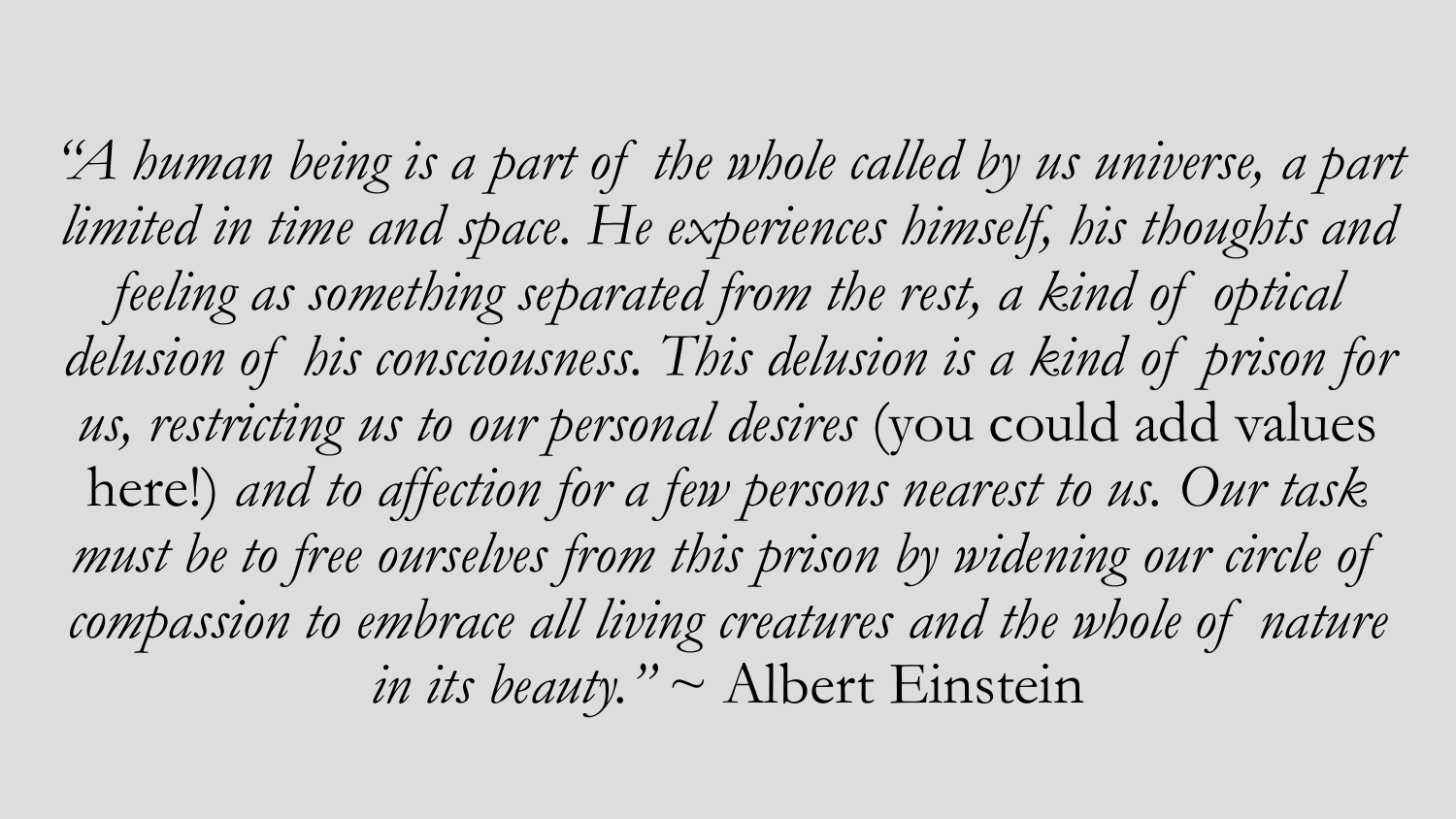*"A human being is a part of the whole called by us universe, a part limited in time and space. He experiences himself, his thoughts and feeling as something separated from the rest, a kind of optical delusion of his consciousness. This delusion is a kind of prison for us, restricting us to our personal desires* (you could add values here!) *and to affection for a few persons nearest to us. Our task must be to free ourselves from this prison by widening our circle of compassion to embrace all living creatures and the whole of nature in its beauty."* ~ Albert Einstein